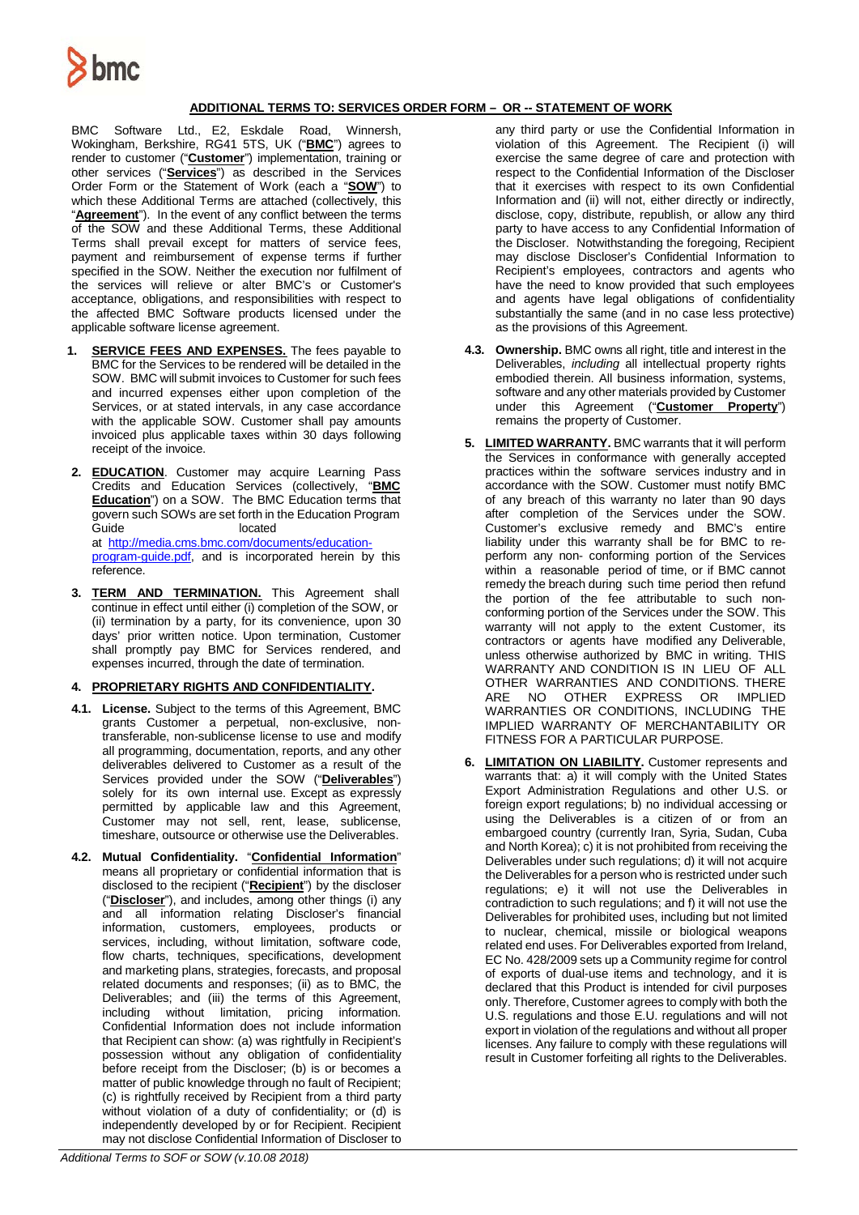## ADDITIONAL TERMS TO: SERVICES ORDER FORM – OR -- STATEMENT OF WORK

BMC Software Ltd., E2, Eskdale Road, Winnersh, Wokingham, Berkshire, RG41 5TS, UK ("**BMC**") agrees to render to customer ("**Customer**") implementation, training or other services ("**Services**") as described in the Services Order Form or the Statement of Work (each a "**SOW**") to which these Additional Terms are attached (collectively, this "**Agreement**"). In the event of any conflict between the terms of the SOW and these Additional Terms, these Additional Terms shall prevail except for matters of service fees, payment and reimbursement of expense terms if further specified in the SOW. Neither the execution nor fulfilment of the services will relieve or alter BMC's or Customer's acceptance, obligations, and responsibilities with respect to the affected BMC Software products licensed under the applicable software license agreement.

1. **SERVICE FEES AND EXPENSES.** The fees payable to BMC for the Services to be rendered will be detailed in the SOW. BMC will submit invoices to Customer for such fees and incurred expenses either upon completion of the Services, or at stated intervals, in any case accordance with the applicable SOW. Customer shall pay amounts invoiced plus applicable taxes within 30 days following receipt of the invoice.

2. **EDUCATION**. Customer may acquire Learning Pass Credits and Education Services (collectively, "**BMC Education**") on a SOW. The BMC Education terms that govern such SOWs are set forth in the Education Program Guide located at http://media.cms.bmc.com/documents/education-program-guide.pdf, and is incorporated herein by this reference.

3. **TERM AND TERMINATION.** This Agreement shall continue in effect until either (i) completion of the SOW, or (ii) termination by a party, for its convenience, upon 30 days' prior written notice. Upon termination, Customer shall promptly pay BMC for Services rendered, and expenses incurred, through the date of termination.

4. **PROPRIETARY RIGHTS AND CONFIDENTIALITY.**

**4.1. License.** Subject to the terms of this Agreement, BMC grants Customer a perpetual, non-exclusive, non-transferable, non-sublicense license to use and modify all programming, documentation, reports, and any other deliverables delivered to Customer as a result of the Services provided under the SOW ("**Deliverables**") solely for its own internal use. Except as expressly permitted by applicable law and this Agreement, Customer may not sell, rent, lease, sublicense, timeshare, outsource or otherwise use the Deliverables.

**4.2. Mutual Confidentiality.** "**Confidential Information**" means all proprietary or confidential information that is disclosed to the recipient ("**Recipient**") by the discloser ("**Discloser**"), and includes, among other things (i) any and all information relating Discloser's financial information, customers, employees, products or services, including, without limitation, software code, flow charts, techniques, specifications, development and marketing plans, strategies, forecasts, and proposal related documents and responses; (ii) as to BMC, the Deliverables; and (iii) the terms of this Agreement, including without limitation, pricing information. Confidential Information does not include information that Recipient can show: (a) was rightfully in Recipient's possession without any obligation of confidentiality before receipt from the Discloser; (b) is or becomes a matter of public knowledge through no fault of Recipient; (c) is rightfully received by Recipient from a third party without violation of a duty of confidentiality; or (d) is independently developed by or for Recipient. Recipient may not disclose Confidential Information of Discloser to any third party or use the Confidential Information in violation of this Agreement. The Recipient (i) will exercise the same degree of care and protection with respect to the Confidential Information of the Discloser that it exercises with respect to its own Confidential Information and (ii) will not, either directly or indirectly, disclose, copy, distribute, republish, or allow any third party to have access to any Confidential Information of the Discloser. Notwithstanding the foregoing, Recipient may disclose Discloser's Confidential Information to Recipient's employees, contractors and agents who have the need to know provided that such employees and agents have legal obligations of confidentiality substantially the same (and in no case less protective) as the provisions of this Agreement.

**4.3. Ownership.** BMC owns all right, title and interest in the Deliverables, *including* all intellectual property rights embodied therein. All business information, systems, software and any other materials provided by Customer under this Agreement ("**Customer Property**") remains the property of Customer.

5. **LIMITED WARRANTY.** BMC warrants that it will perform the Services in conformance with generally accepted practices within the software services industry and in accordance with the SOW. Customer must notify BMC of any breach of this warranty no later than 90 days after completion of the Services under the SOW. Customer's exclusive remedy and BMC's entire liability under this warranty shall be for BMC to re-perform any non- conforming portion of the Services within a reasonable period of time, or if BMC cannot remedy the breach during such time period then refund the portion of the fee attributable to such non-conforming portion of the Services under the SOW. This warranty will not apply to the extent Customer, its contractors or agents have modified any Deliverable, unless otherwise authorized by BMC in writing. THIS WARRANTY AND CONDITION IS IN LIEU OF ALL OTHER WARRANTIES AND CONDITIONS. THERE ARE NO OTHER EXPRESS OR IMPLIED WARRANTIES OR CONDITIONS, INCLUDING THE IMPLIED WARRANTY OF MERCHANTABILITY OR FITNESS FOR A PARTICULAR PURPOSE.

6. **LIMITATION ON LIABILITY.** Customer represents and warrants that: a) it will comply with the United States Export Administration Regulations and other U.S. or foreign export regulations; b) no individual accessing or using the Deliverables is a citizen of or from an embargoed country (currently Iran, Syria, Sudan, Cuba and North Korea); c) it is not prohibited from receiving the Deliverables under such regulations; d) it will not acquire the Deliverables for a person who is restricted under such regulations; e) it will not use the Deliverables in contradiction to such regulations; and f) it will not use the Deliverables for prohibited uses, including but not limited to nuclear, chemical, missile or biological weapons related end uses. For Deliverables exported from Ireland, EC No. 428/2009 sets up a Community regime for control of exports of dual-use items and technology, and it is declared that this Product is intended for civil purposes only. Therefore, Customer agrees to comply with both the U.S. regulations and those E.U. regulations and will not export in violation of the regulations and without all proper licenses. Any failure to comply with these regulations will result in Customer forfeiting all rights to the Deliverables.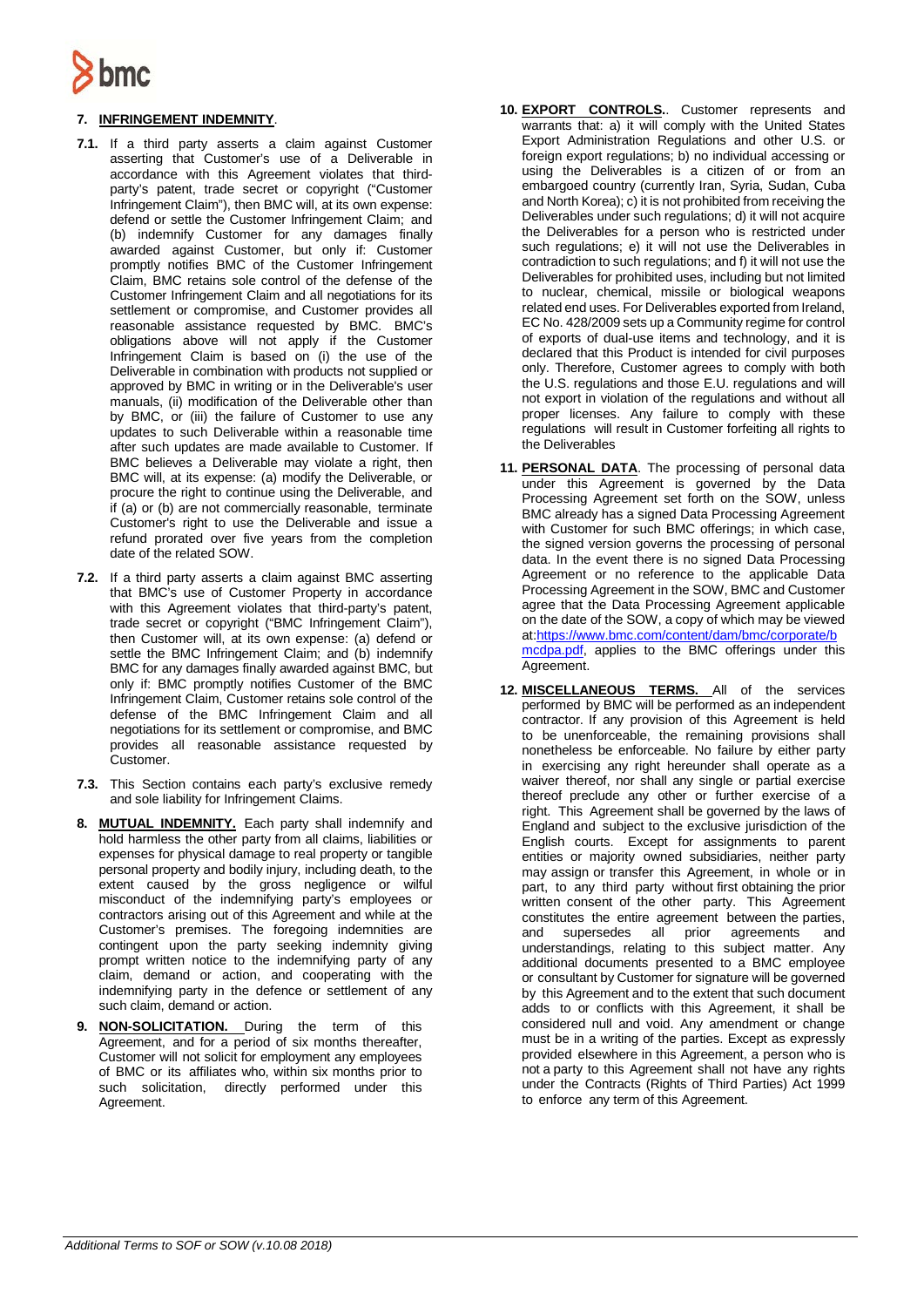## 7. INFRINGEMENT INDEMNITY.

**7.1.** If a third party asserts a claim against Customer asserting that Customer's use of a Deliverable in accordance with this Agreement violates that third-party's patent, trade secret or copyright ("Customer Infringement Claim"), then BMC will, at its own expense: defend or settle the Customer Infringement Claim; and (b) indemnify Customer for any damages finally awarded against Customer, but only if: Customer promptly notifies BMC of the Customer Infringement Claim, BMC retains sole control of the defense of the Customer Infringement Claim and all negotiations for its settlement or compromise, and Customer provides all reasonable assistance requested by BMC. BMC's obligations above will not apply if the Customer Infringement Claim is based on (i) the use of the Deliverable in combination with products not supplied or approved by BMC in writing or in the Deliverable's user manuals, (ii) modification of the Deliverable other than by BMC, or (iii) the failure of Customer to use any updates to such Deliverable within a reasonable time after such updates are made available to Customer. If BMC believes a Deliverable may violate a right, then BMC will, at its expense: (a) modify the Deliverable, or procure the right to continue using the Deliverable, and if (a) or (b) are not commercially reasonable, terminate Customer's right to use the Deliverable and issue a refund prorated over five years from the completion date of the related SOW.

**7.2.** If a third party asserts a claim against BMC asserting that BMC's use of Customer Property in accordance with this Agreement violates that third-party's patent, trade secret or copyright ("BMC Infringement Claim"), then Customer will, at its own expense: (a) defend or settle the BMC Infringement Claim; and (b) indemnify BMC for any damages finally awarded against BMC, but only if: BMC promptly notifies Customer of the BMC Infringement Claim, Customer retains sole control of the defense of the BMC Infringement Claim and all negotiations for its settlement or compromise, and BMC provides all reasonable assistance requested by Customer.

**7.3.** This Section contains each party's exclusive remedy and sole liability for Infringement Claims.

## 8. MUTUAL INDEMNITY.

Each party shall indemnify and hold harmless the other party from all claims, liabilities or expenses for physical damage to real property or tangible personal property and bodily injury, including death, to the extent caused by the gross negligence or wilful misconduct of the indemnifying party's employees or contractors arising out of this Agreement and while at the Customer's premises. The foregoing indemnities are contingent upon the party seeking indemnity giving prompt written notice to the indemnifying party of any claim, demand or action, and cooperating with the indemnifying party in the defence or settlement of any such claim, demand or action.

## 9. NON-SOLICITATION.

During the term of this Agreement, and for a period of six months thereafter, Customer will not solicit for employment any employees of BMC or its affiliates who, within six months prior to such solicitation, directly performed under this Agreement.

## 10. EXPORT CONTROLS.

. Customer represents and warrants that: a) it will comply with the United States Export Administration Regulations and other U.S. or foreign export regulations; b) no individual accessing or using the Deliverables is a citizen of or from an embargoed country (currently Iran, Syria, Sudan, Cuba and North Korea); c) it is not prohibited from receiving the Deliverables under such regulations; d) it will not acquire the Deliverables for a person who is restricted under such regulations; e) it will not use the Deliverables in contradiction to such regulations; and f) it will not use the Deliverables for prohibited uses, including but not limited to nuclear, chemical, missile or biological weapons related end uses. For Deliverables exported from Ireland, EC No. 428/2009 sets up a Community regime for control of exports of dual-use items and technology, and it is declared that this Product is intended for civil purposes only. Therefore, Customer agrees to comply with both the U.S. regulations and those E.U. regulations and will not export in violation of the regulations and without all proper licenses. Any failure to comply with these regulations will result in Customer forfeiting all rights to the Deliverables

## 11. PERSONAL DATA.

The processing of personal data under this Agreement is governed by the Data Processing Agreement set forth on the SOW, unless BMC already has a signed Data Processing Agreement with Customer for such BMC offerings; in which case, the signed version governs the processing of personal data. In the event there is no signed Data Processing Agreement or no reference to the applicable Data Processing Agreement in the SOW, BMC and Customer agree that the Data Processing Agreement applicable on the date of the SOW, a copy of which may be viewed at:https://www.bmc.com/content/dam/bmc/corporate/bmcdpa.pdf, applies to the BMC offerings under this Agreement.

## 12. MISCELLANEOUS TERMS.

All of the services performed by BMC will be performed as an independent contractor. If any provision of this Agreement is held to be unenforceable, the remaining provisions shall nonetheless be enforceable. No failure by either party in exercising any right hereunder shall operate as a waiver thereof, nor shall any single or partial exercise thereof preclude any other or further exercise of a right. This Agreement shall be governed by the laws of England and subject to the exclusive jurisdiction of the English courts. Except for assignments to parent entities or majority owned subsidiaries, neither party may assign or transfer this Agreement, in whole or in part, to any third party without first obtaining the prior written consent of the other party. This Agreement constitutes the entire agreement between the parties, and supersedes all prior agreements and understandings, relating to this subject matter. Any additional documents presented to a BMC employee or consultant by Customer for signature will be governed by this Agreement and to the extent that such document adds to or conflicts with this Agreement, it shall be considered null and void. Any amendment or change must be in a writing of the parties. Except as expressly provided elsewhere in this Agreement, a person who is not a party to this Agreement shall not have any rights under the Contracts (Rights of Third Parties) Act 1999 to enforce any term of this Agreement.